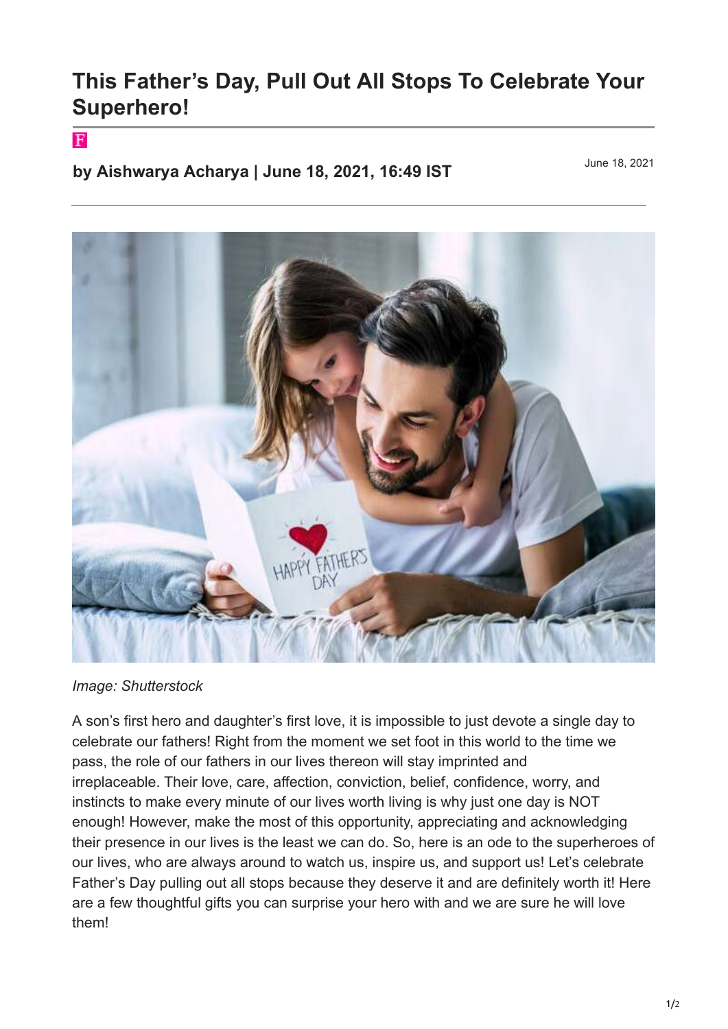# This Father's Day, Pull Out All Stops To Celebrate Your Superhero!

F

**by Aishwarya Acharya | June 18, 2021, 16:49 IST**

June 18, 2021

*Image: Shutterstock*

A son's first hero and daughter's first love, it is impossible to just devote a single day to celebrate our fathers! Right from the moment we set foot in this world to the time we pass, the role of our fathers in our lives thereon will stay imprinted and irreplaceable. Their love, care, affection, conviction, belief, confidence, worry, and instincts to make every minute of our lives worth living is why just one day is NOT enough! However, make the most of this opportunity, appreciating and acknowledging their presence in our lives is the least we can do. So, here is an ode to the superheroes of our lives, who are always around to watch us, inspire us, and support us! Let's celebrate Father's Day pulling out all stops because they deserve it and are definitely worth it! Here are a few thoughtful gifts you can surprise your hero with and we are sure he will love them!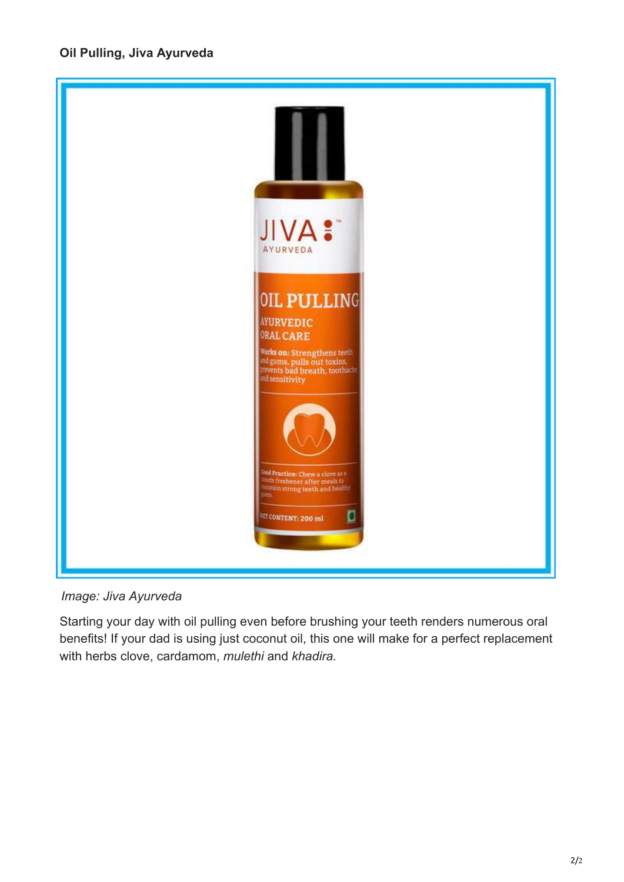**Oil Pulling, Jiva Ayurveda**

*Image: Jiva Ayurveda*

Starting your day with oil pulling even before brushing your teeth renders numerous oral benefits! If your dad is using just coconut oil, this one will make for a perfect replacement with herbs clove, cardamom, *mulethi* and *khadira*.